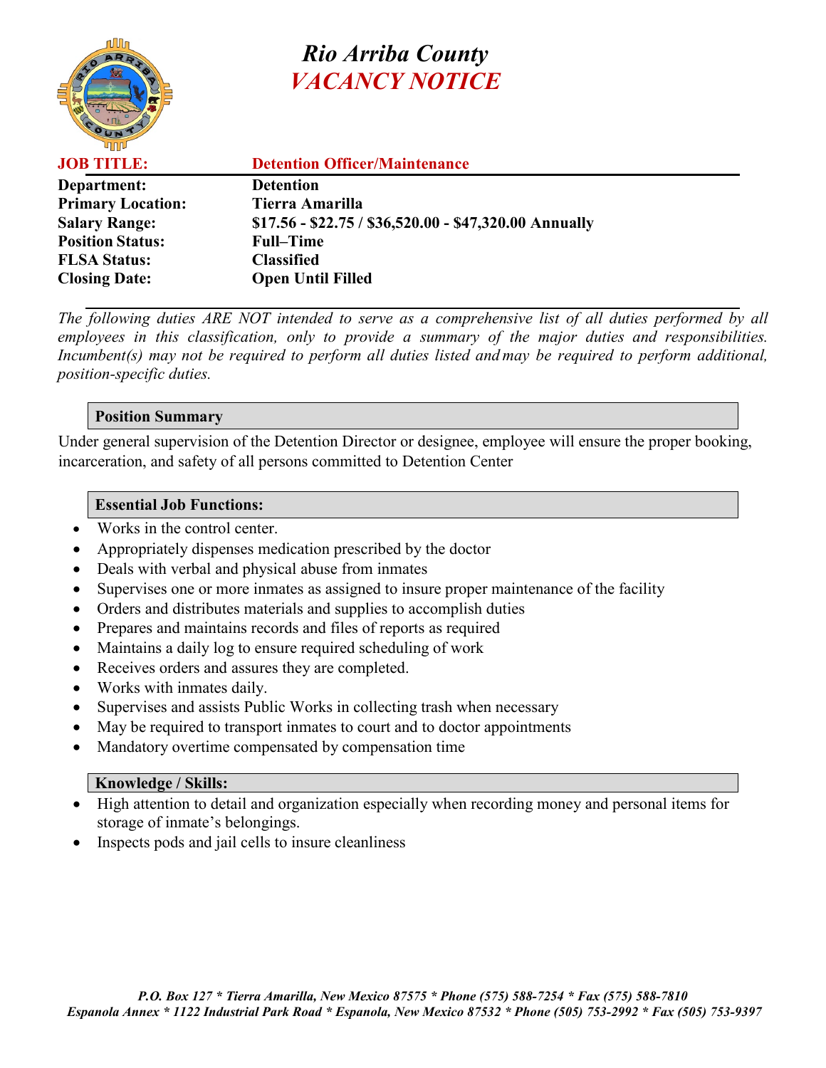# Rio Arriba County
## *VACANCY NOTICE*

| | |
|---|---|
| **JOB TITLE:** | **Detention Officer/Maintenance** |
| **Department:** | **Detention** |
| **Primary Location:** | **Tierra Amarilla** |
| **Salary Range:** | **$17.56 - $22.75 / $36,520.00 - $47,320.00 Annually** |
| **Position Status:** | **Full–Time** |
| **FLSA Status:** | **Classified** |
| **Closing Date:** | **Open Until Filled** |

*The following duties ARE NOT intended to serve as a comprehensive list of all duties performed by all employees in this classification, only to provide a summary of the major duties and responsibilities. Incumbent(s) may not be required to perform all duties listed and may be required to perform additional, position-specific duties.*

### Position Summary

Under general supervision of the Detention Director or designee, employee will ensure the proper booking, incarceration, and safety of all persons committed to Detention Center

### Essential Job Functions:

- Works in the control center.
- Appropriately dispenses medication prescribed by the doctor
- Deals with verbal and physical abuse from inmates
- Supervises one or more inmates as assigned to insure proper maintenance of the facility
- Orders and distributes materials and supplies to accomplish duties
- Prepares and maintains records and files of reports as required
- Maintains a daily log to ensure required scheduling of work
- Receives orders and assures they are completed.
- Works with inmates daily.
- Supervises and assists Public Works in collecting trash when necessary
- May be required to transport inmates to court and to doctor appointments
- Mandatory overtime compensated by compensation time

### Knowledge / Skills:

- High attention to detail and organization especially when recording money and personal items for storage of inmate's belongings.
- Inspects pods and jail cells to insure cleanliness

*P.O. Box 127 * Tierra Amarilla, New Mexico 87575 * Phone (575) 588-7254 * Fax (575) 588-7810*
*Espanola Annex * 1122 Industrial Park Road * Espanola, New Mexico 87532 * Phone (505) 753-2992 * Fax (505) 753-9397*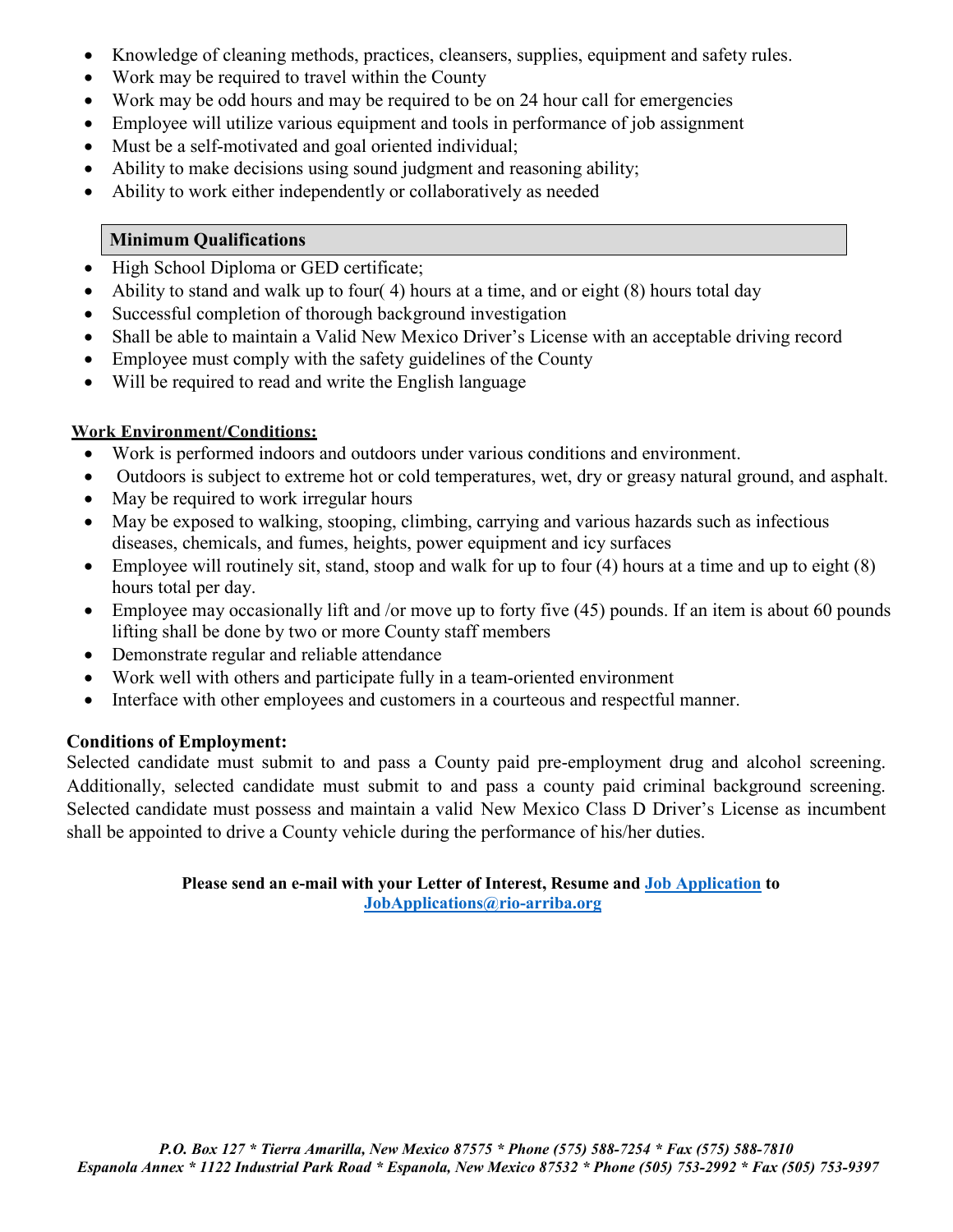- Knowledge of cleaning methods, practices, cleansers, supplies, equipment and safety rules.
- Work may be required to travel within the County
- Work may be odd hours and may be required to be on 24 hour call for emergencies
- Employee will utilize various equipment and tools in performance of job assignment
- Must be a self-motivated and goal oriented individual;
- Ability to make decisions using sound judgment and reasoning ability;
- Ability to work either independently or collaboratively as needed

## Minimum Qualifications

- High School Diploma or GED certificate;
- Ability to stand and walk up to four( 4) hours at a time, and or eight (8) hours total day
- Successful completion of thorough background investigation
- Shall be able to maintain a Valid New Mexico Driver's License with an acceptable driving record
- Employee must comply with the safety guidelines of the County
- Will be required to read and write the English language

**Work Environment/Conditions:**

- Work is performed indoors and outdoors under various conditions and environment.
- Outdoors is subject to extreme hot or cold temperatures, wet, dry or greasy natural ground, and asphalt.
- May be required to work irregular hours
- May be exposed to walking, stooping, climbing, carrying and various hazards such as infectious diseases, chemicals, and fumes, heights, power equipment and icy surfaces
- Employee will routinely sit, stand, stoop and walk for up to four (4) hours at a time and up to eight (8) hours total per day.
- Employee may occasionally lift and /or move up to forty five (45) pounds. If an item is about 60 pounds lifting shall be done by two or more County staff members
- Demonstrate regular and reliable attendance
- Work well with others and participate fully in a team-oriented environment
- Interface with other employees and customers in a courteous and respectful manner.

**Conditions of Employment:**

Selected candidate must submit to and pass a County paid pre-employment drug and alcohol screening. Additionally, selected candidate must submit to and pass a county paid criminal background screening. Selected candidate must possess and maintain a valid New Mexico Class D Driver's License as incumbent shall be appointed to drive a County vehicle during the performance of his/her duties.

**Please send an e-mail with your Letter of Interest, Resume and Job Application to JobApplications@rio-arriba.org**

*P.O. Box 127 * Tierra Amarilla, New Mexico 87575 * Phone (575) 588-7254 * Fax (575) 588-7810*
*Espanola Annex * 1122 Industrial Park Road * Espanola, New Mexico 87532 * Phone (505) 753-2992 * Fax (505) 753-9397*